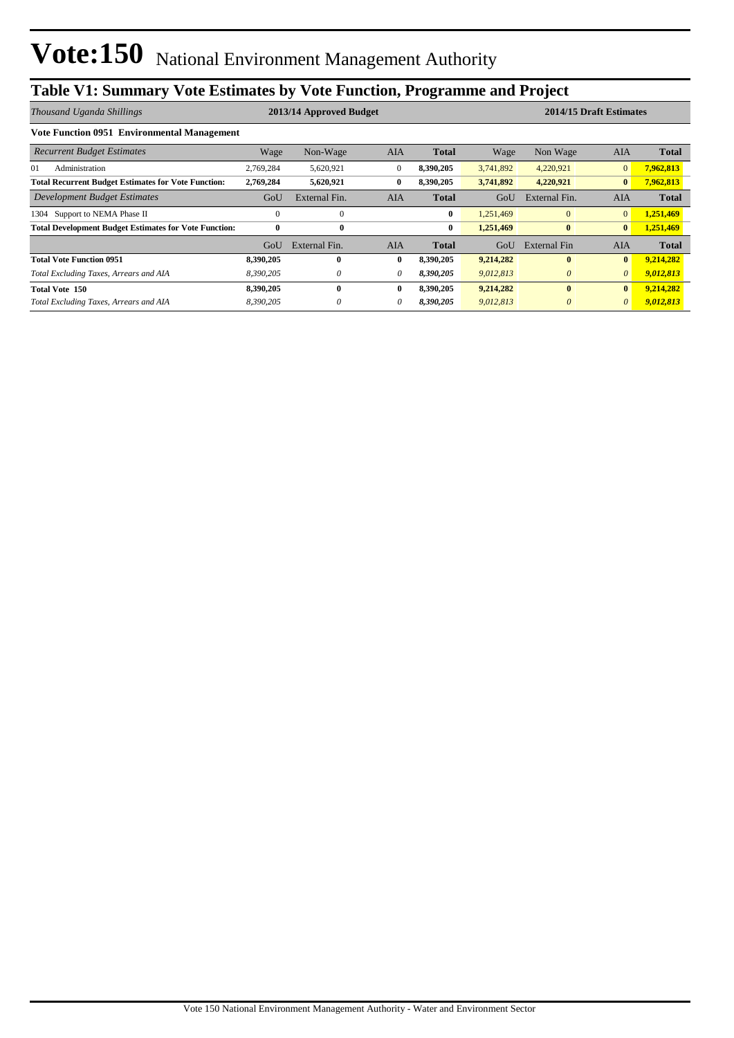# Vote:150 National Environment Management Authority

## Table V1: Summary Vote Estimates by Vote Function, Programme and Project

| *Thousand Uganda Shillings* | 2013/14 Approved Budget | | | | 2014/15 Draft Estimates | | | |
|---|---|---|---|---|---|---|---|---|
| **Vote Function 0951 Environmental Management** | | | | | | | | |
| *Recurrent Budget Estimates* | Wage | Non-Wage | AIA | **Total** | Wage | Non Wage | AIA | **Total** |
| 01 Administration | 2,769,284 | 5,620,921 | 0 | **8,390,205** | 3,741,892 | 4,220,921 | 0 | **7,962,813** |
| **Total Recurrent Budget Estimates for Vote Function:** | **2,769,284** | **5,620,921** | **0** | **8,390,205** | **3,741,892** | **4,220,921** | **0** | **7,962,813** |
| *Development Budget Estimates* | GoU | External Fin. | AIA | **Total** | GoU | External Fin. | AIA | **Total** |
| 1304 Support to NEMA Phase II | 0 | 0 | | **0** | 1,251,469 | 0 | 0 | **1,251,469** |
| **Total Development Budget Estimates for Vote Function:** | **0** | **0** | | **0** | **1,251,469** | **0** | **0** | **1,251,469** |
| | GoU | External Fin. | AIA | **Total** | GoU | External Fin | AIA | **Total** |
| **Total Vote Function 0951** | **8,390,205** | **0** | **0** | **8,390,205** | **9,214,282** | **0** | **0** | **9,214,282** |
| *Total Excluding Taxes, Arrears and AIA* | *8,390,205* | *0* | *0* | ***8,390,205*** | *9,012,813* | *0* | *0* | ***9,012,813*** |
| **Total Vote 150** | **8,390,205** | **0** | **0** | **8,390,205** | **9,214,282** | **0** | **0** | **9,214,282** |
| *Total Excluding Taxes, Arrears and AIA* | *8,390,205* | *0* | *0* | ***8,390,205*** | *9,012,813* | *0* | *0* | ***9,012,813*** |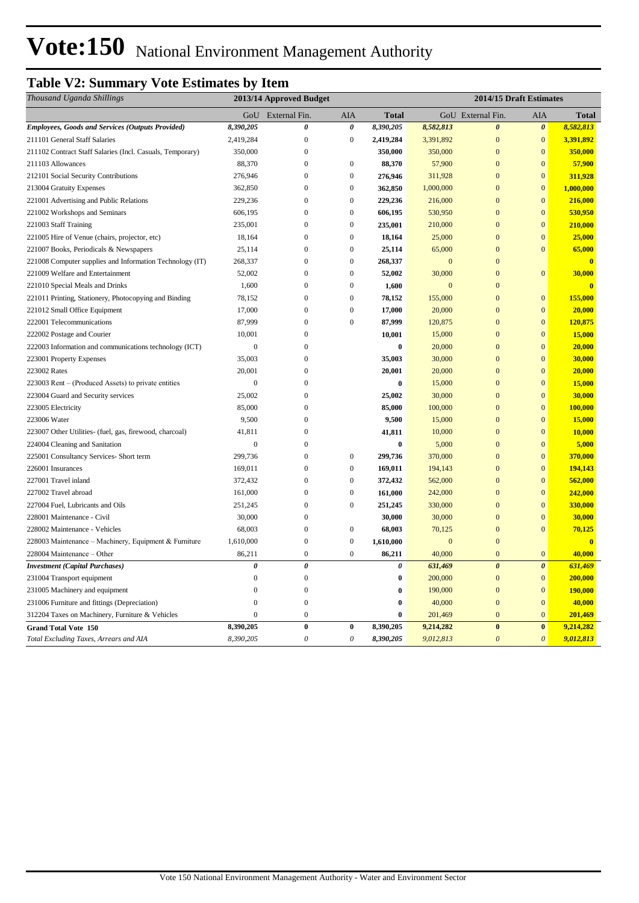# Vote:150 National Environment Management Authority

## Table V2: Summary Vote Estimates by Item

| *Thousand Uganda Shillings* | 2013/14 Approved Budget | | | | 2014/15 Draft Estimates | | | |
|---|---|---|---|---|---|---|---|---|
| | GoU | External Fin. | AIA | Total | GoU | External Fin. | AIA | Total |
| ***Employees, Goods and Services (Outputs Provided)*** | ***8,390,205*** | ***0*** | ***0*** | ***8,390,205*** | ***8,582,813*** | ***0*** | ***0*** | ***8,582,813*** |
| 211101 General Staff Salaries | 2,419,284 | 0 | 0 | **2,419,284** | 3,391,892 | 0 | 0 | **3,391,892** |
| 211102 Contract Staff Salaries (Incl. Casuals, Temporary) | 350,000 | 0 | | **350,000** | 350,000 | 0 | 0 | **350,000** |
| 211103 Allowances | 88,370 | 0 | 0 | **88,370** | 57,900 | 0 | 0 | **57,900** |
| 212101 Social Security Contributions | 276,946 | 0 | 0 | **276,946** | 311,928 | 0 | 0 | **311,928** |
| 213004 Gratuity Expenses | 362,850 | 0 | 0 | **362,850** | 1,000,000 | 0 | 0 | **1,000,000** |
| 221001 Advertising and Public Relations | 229,236 | 0 | 0 | **229,236** | 216,000 | 0 | 0 | **216,000** |
| 221002 Workshops and Seminars | 606,195 | 0 | 0 | **606,195** | 530,950 | 0 | 0 | **530,950** |
| 221003 Staff Training | 235,001 | 0 | 0 | **235,001** | 210,000 | 0 | 0 | **210,000** |
| 221005 Hire of Venue (chairs, projector, etc) | 18,164 | 0 | 0 | **18,164** | 25,000 | 0 | 0 | **25,000** |
| 221007 Books, Periodicals & Newspapers | 25,114 | 0 | 0 | **25,114** | 65,000 | 0 | 0 | **65,000** |
| 221008 Computer supplies and Information Technology (IT) | 268,337 | 0 | 0 | **268,337** | 0 | 0 | | **0** |
| 221009 Welfare and Entertainment | 52,002 | 0 | 0 | **52,002** | 30,000 | 0 | 0 | **30,000** |
| 221010 Special Meals and Drinks | 1,600 | 0 | 0 | **1,600** | 0 | 0 | | **0** |
| 221011 Printing, Stationery, Photocopying and Binding | 78,152 | 0 | 0 | **78,152** | 155,000 | 0 | 0 | **155,000** |
| 221012 Small Office Equipment | 17,000 | 0 | 0 | **17,000** | 20,000 | 0 | 0 | **20,000** |
| 222001 Telecommunications | 87,999 | 0 | 0 | **87,999** | 120,875 | 0 | 0 | **120,875** |
| 222002 Postage and Courier | 10,001 | 0 | | **10,001** | 15,000 | 0 | 0 | **15,000** |
| 222003 Information and communications technology (ICT) | 0 | 0 | | **0** | 20,000 | 0 | 0 | **20,000** |
| 223001 Property Expenses | 35,003 | 0 | | **35,003** | 30,000 | 0 | 0 | **30,000** |
| 223002 Rates | 20,001 | 0 | | **20,001** | 20,000 | 0 | 0 | **20,000** |
| 223003 Rent – (Produced Assets) to private entities | 0 | 0 | | **0** | 15,000 | 0 | 0 | **15,000** |
| 223004 Guard and Security services | 25,002 | 0 | | **25,002** | 30,000 | 0 | 0 | **30,000** |
| 223005 Electricity | 85,000 | 0 | | **85,000** | 100,000 | 0 | 0 | **100,000** |
| 223006 Water | 9,500 | 0 | | **9,500** | 15,000 | 0 | 0 | **15,000** |
| 223007 Other Utilities- (fuel, gas, firewood, charcoal) | 41,811 | 0 | | **41,811** | 10,000 | 0 | 0 | **10,000** |
| 224004 Cleaning and Sanitation | 0 | 0 | | **0** | 5,000 | 0 | 0 | **5,000** |
| 225001 Consultancy Services- Short term | 299,736 | 0 | 0 | **299,736** | 370,000 | 0 | 0 | **370,000** |
| 226001 Insurances | 169,011 | 0 | 0 | **169,011** | 194,143 | 0 | 0 | **194,143** |
| 227001 Travel inland | 372,432 | 0 | 0 | **372,432** | 562,000 | 0 | 0 | **562,000** |
| 227002 Travel abroad | 161,000 | 0 | 0 | **161,000** | 242,000 | 0 | 0 | **242,000** |
| 227004 Fuel, Lubricants and Oils | 251,245 | 0 | 0 | **251,245** | 330,000 | 0 | 0 | **330,000** |
| 228001 Maintenance - Civil | 30,000 | 0 | | **30,000** | 30,000 | 0 | 0 | **30,000** |
| 228002 Maintenance - Vehicles | 68,003 | 0 | 0 | **68,003** | 70,125 | 0 | 0 | **70,125** |
| 228003 Maintenance – Machinery, Equipment & Furniture | 1,610,000 | 0 | 0 | **1,610,000** | 0 | 0 | | **0** |
| 228004 Maintenance – Other | 86,211 | 0 | 0 | **86,211** | 40,000 | 0 | 0 | **40,000** |
| ***Investment (Capital Purchases)*** | ***0*** | ***0*** | | ***0*** | ***631,469*** | ***0*** | ***0*** | ***631,469*** |
| 231004 Transport equipment | 0 | 0 | | **0** | 200,000 | 0 | 0 | **200,000** |
| 231005 Machinery and equipment | 0 | 0 | | **0** | 190,000 | 0 | 0 | **190,000** |
| 231006 Furniture and fittings (Depreciation) | 0 | 0 | | **0** | 40,000 | 0 | 0 | **40,000** |
| 312204 Taxes on Machinery, Furniture & Vehicles | 0 | 0 | | **0** | 201,469 | 0 | 0 | **201,469** |
| **Grand Total Vote 150** | **8,390,205** | **0** | **0** | **8,390,205** | **9,214,282** | **0** | **0** | **9,214,282** |
| *Total Excluding Taxes, Arrears and AIA* | *8,390,205* | *0* | *0* | *8,390,205* | *9,012,813* | *0* | *0* | *9,012,813* |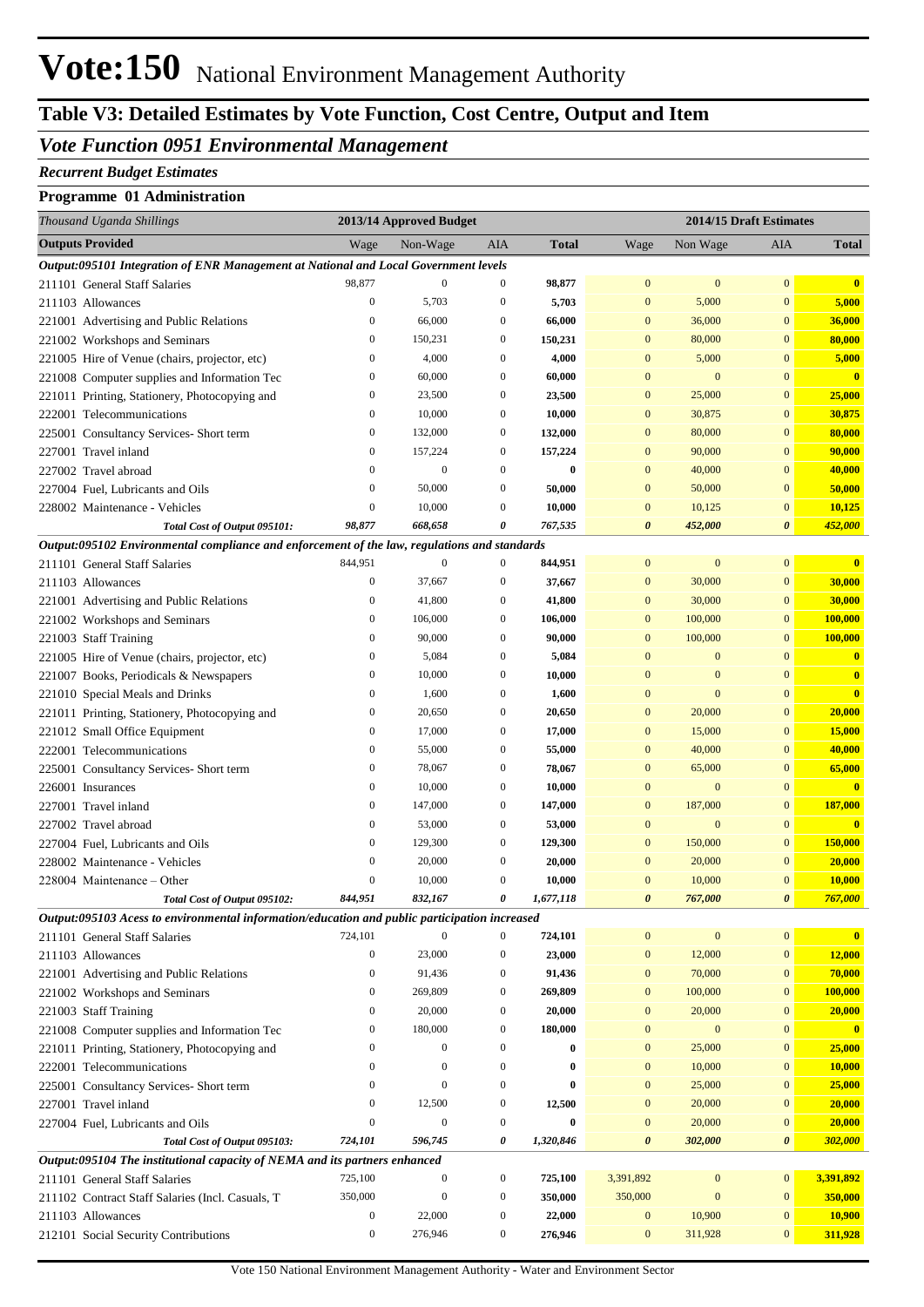# Vote:150 National Environment Management Authority

## Table V3: Detailed Estimates by Vote Function, Cost Centre, Output and Item

### *Vote Function 0951 Environmental Management*

#### *Recurrent Budget Estimates*

#### Programme 01 Administration

| *Thousand Uganda Shillings* | 2013/14 Approved Budget | | | | 2014/15 Draft Estimates | | | |
|---|---|---|---|---|---|---|---|---|
| **Outputs Provided** | Wage | Non-Wage | AIA | **Total** | Wage | Non Wage | AIA | **Total** |
| ***Output:095101 Integration of ENR Management at National and Local Government levels*** | | | | | | | | |
| 211101 General Staff Salaries | 98,877 | 0 | 0 | **98,877** | 0 | 0 | 0 | **0** |
| 211103 Allowances | 0 | 5,703 | 0 | **5,703** | 0 | 5,000 | 0 | **5,000** |
| 221001 Advertising and Public Relations | 0 | 66,000 | 0 | **66,000** | 0 | 36,000 | 0 | **36,000** |
| 221002 Workshops and Seminars | 0 | 150,231 | 0 | **150,231** | 0 | 80,000 | 0 | **80,000** |
| 221005 Hire of Venue (chairs, projector, etc) | 0 | 4,000 | 0 | **4,000** | 0 | 5,000 | 0 | **5,000** |
| 221008 Computer supplies and Information Tec | 0 | 60,000 | 0 | **60,000** | 0 | 0 | 0 | **0** |
| 221011 Printing, Stationery, Photocopying and | 0 | 23,500 | 0 | **23,500** | 0 | 25,000 | 0 | **25,000** |
| 222001 Telecommunications | 0 | 10,000 | 0 | **10,000** | 0 | 30,875 | 0 | **30,875** |
| 225001 Consultancy Services- Short term | 0 | 132,000 | 0 | **132,000** | 0 | 80,000 | 0 | **80,000** |
| 227001 Travel inland | 0 | 157,224 | 0 | **157,224** | 0 | 90,000 | 0 | **90,000** |
| 227002 Travel abroad | 0 | 0 | 0 | **0** | 0 | 40,000 | 0 | **40,000** |
| 227004 Fuel, Lubricants and Oils | 0 | 50,000 | 0 | **50,000** | 0 | 50,000 | 0 | **50,000** |
| 228002 Maintenance - Vehicles | 0 | 10,000 | 0 | **10,000** | 0 | 10,125 | 0 | **10,125** |
| ***Total Cost of Output 095101:*** | ***98,877*** | ***668,658*** | ***0*** | ***767,535*** | ***0*** | ***452,000*** | ***0*** | ***452,000*** |
| ***Output:095102 Environmental compliance and enforcement of the law, regulations and standards*** | | | | | | | | |
| 211101 General Staff Salaries | 844,951 | 0 | 0 | **844,951** | 0 | 0 | 0 | **0** |
| 211103 Allowances | 0 | 37,667 | 0 | **37,667** | 0 | 30,000 | 0 | **30,000** |
| 221001 Advertising and Public Relations | 0 | 41,800 | 0 | **41,800** | 0 | 30,000 | 0 | **30,000** |
| 221002 Workshops and Seminars | 0 | 106,000 | 0 | **106,000** | 0 | 100,000 | 0 | **100,000** |
| 221003 Staff Training | 0 | 90,000 | 0 | **90,000** | 0 | 100,000 | 0 | **100,000** |
| 221005 Hire of Venue (chairs, projector, etc) | 0 | 5,084 | 0 | **5,084** | 0 | 0 | 0 | **0** |
| 221007 Books, Periodicals & Newspapers | 0 | 10,000 | 0 | **10,000** | 0 | 0 | 0 | **0** |
| 221010 Special Meals and Drinks | 0 | 1,600 | 0 | **1,600** | 0 | 0 | 0 | **0** |
| 221011 Printing, Stationery, Photocopying and | 0 | 20,650 | 0 | **20,650** | 0 | 20,000 | 0 | **20,000** |
| 221012 Small Office Equipment | 0 | 17,000 | 0 | **17,000** | 0 | 15,000 | 0 | **15,000** |
| 222001 Telecommunications | 0 | 55,000 | 0 | **55,000** | 0 | 40,000 | 0 | **40,000** |
| 225001 Consultancy Services- Short term | 0 | 78,067 | 0 | **78,067** | 0 | 65,000 | 0 | **65,000** |
| 226001 Insurances | 0 | 10,000 | 0 | **10,000** | 0 | 0 | 0 | **0** |
| 227001 Travel inland | 0 | 147,000 | 0 | **147,000** | 0 | 187,000 | 0 | **187,000** |
| 227002 Travel abroad | 0 | 53,000 | 0 | **53,000** | 0 | 0 | 0 | **0** |
| 227004 Fuel, Lubricants and Oils | 0 | 129,300 | 0 | **129,300** | 0 | 150,000 | 0 | **150,000** |
| 228002 Maintenance - Vehicles | 0 | 20,000 | 0 | **20,000** | 0 | 20,000 | 0 | **20,000** |
| 228004 Maintenance – Other | 0 | 10,000 | 0 | **10,000** | 0 | 10,000 | 0 | **10,000** |
| ***Total Cost of Output 095102:*** | ***844,951*** | ***832,167*** | ***0*** | ***1,677,118*** | ***0*** | ***767,000*** | ***0*** | ***767,000*** |
| ***Output:095103 Acess to environmental information/education and public participation increased*** | | | | | | | | |
| 211101 General Staff Salaries | 724,101 | 0 | 0 | **724,101** | 0 | 0 | 0 | **0** |
| 211103 Allowances | 0 | 23,000 | 0 | **23,000** | 0 | 12,000 | 0 | **12,000** |
| 221001 Advertising and Public Relations | 0 | 91,436 | 0 | **91,436** | 0 | 70,000 | 0 | **70,000** |
| 221002 Workshops and Seminars | 0 | 269,809 | 0 | **269,809** | 0 | 100,000 | 0 | **100,000** |
| 221003 Staff Training | 0 | 20,000 | 0 | **20,000** | 0 | 20,000 | 0 | **20,000** |
| 221008 Computer supplies and Information Tec | 0 | 180,000 | 0 | **180,000** | 0 | 0 | 0 | **0** |
| 221011 Printing, Stationery, Photocopying and | 0 | 0 | 0 | **0** | 0 | 25,000 | 0 | **25,000** |
| 222001 Telecommunications | 0 | 0 | 0 | **0** | 0 | 10,000 | 0 | **10,000** |
| 225001 Consultancy Services- Short term | 0 | 0 | 0 | **0** | 0 | 25,000 | 0 | **25,000** |
| 227001 Travel inland | 0 | 12,500 | 0 | **12,500** | 0 | 20,000 | 0 | **20,000** |
| 227004 Fuel, Lubricants and Oils | 0 | 0 | 0 | **0** | 0 | 20,000 | 0 | **20,000** |
| ***Total Cost of Output 095103:*** | ***724,101*** | ***596,745*** | ***0*** | ***1,320,846*** | ***0*** | ***302,000*** | ***0*** | ***302,000*** |
| ***Output:095104 The institutional capacity of NEMA and its partners enhanced*** | | | | | | | | |
| 211101 General Staff Salaries | 725,100 | 0 | 0 | **725,100** | 3,391,892 | 0 | 0 | **3,391,892** |
| 211102 Contract Staff Salaries (Incl. Casuals, T | 350,000 | 0 | 0 | **350,000** | 350,000 | 0 | 0 | **350,000** |
| 211103 Allowances | 0 | 22,000 | 0 | **22,000** | 0 | 10,900 | 0 | **10,900** |
| 212101 Social Security Contributions | 0 | 276,946 | 0 | **276,946** | 0 | 311,928 | 0 | **311,928** |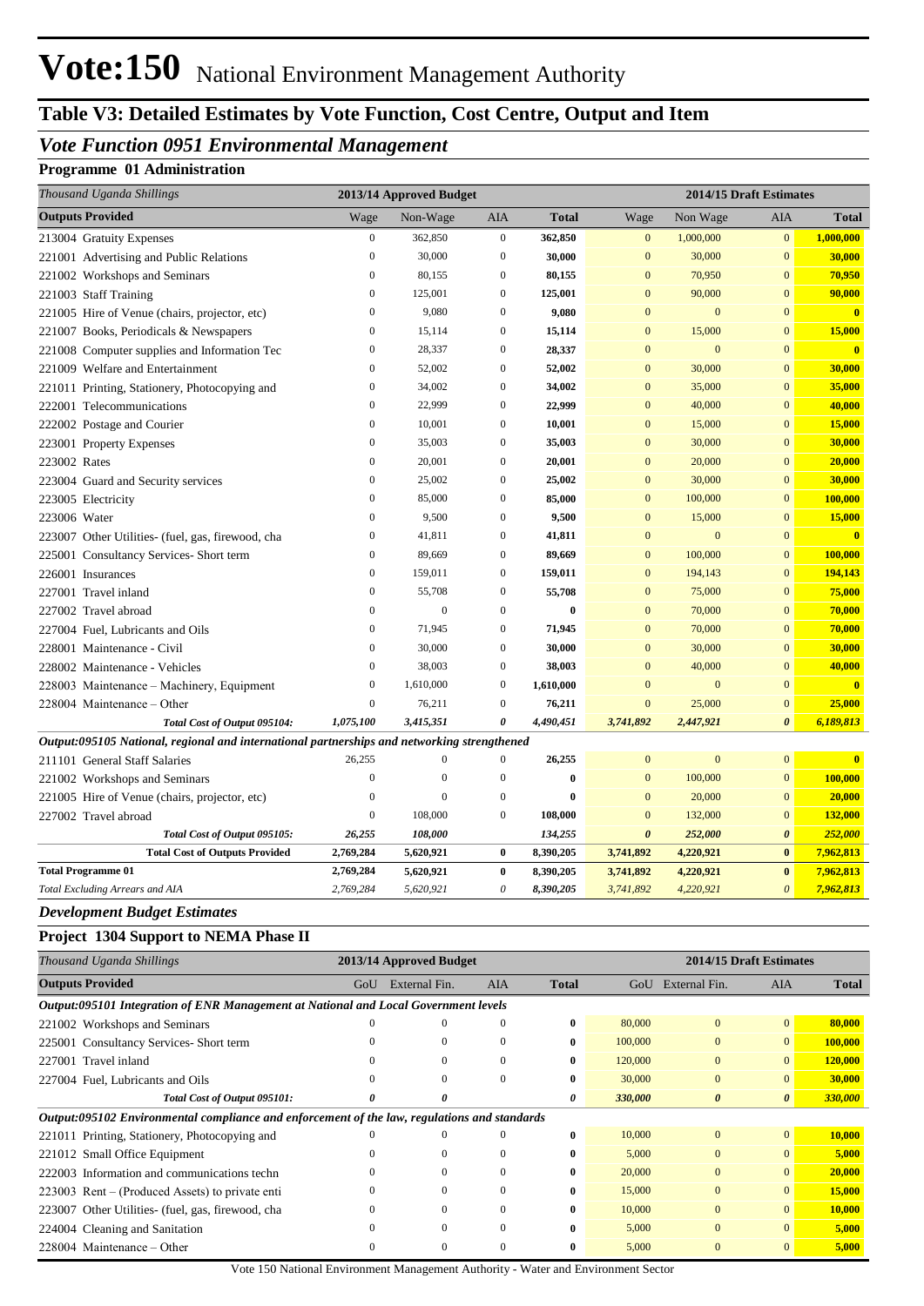# Vote:150 National Environment Management Authority

## Table V3: Detailed Estimates by Vote Function, Cost Centre, Output and Item

### *Vote Function 0951 Environmental Management*

#### Programme 01 Administration

| *Thousand Uganda Shillings* | 2013/14 Approved Budget | | | | 2014/15 Draft Estimates | | | |
|---|---|---|---|---|---|---|---|---|
| **Outputs Provided** | Wage | Non-Wage | AIA | **Total** | Wage | Non Wage | AIA | **Total** |
| 213004 Gratuity Expenses | 0 | 362,850 | 0 | **362,850** | 0 | 1,000,000 | 0 | **1,000,000** |
| 221001 Advertising and Public Relations | 0 | 30,000 | 0 | **30,000** | 0 | 30,000 | 0 | **30,000** |
| 221002 Workshops and Seminars | 0 | 80,155 | 0 | **80,155** | 0 | 70,950 | 0 | **70,950** |
| 221003 Staff Training | 0 | 125,001 | 0 | **125,001** | 0 | 90,000 | 0 | **90,000** |
| 221005 Hire of Venue (chairs, projector, etc) | 0 | 9,080 | 0 | **9,080** | 0 | 0 | 0 | **0** |
| 221007 Books, Periodicals & Newspapers | 0 | 15,114 | 0 | **15,114** | 0 | 15,000 | 0 | **15,000** |
| 221008 Computer supplies and Information Tec | 0 | 28,337 | 0 | **28,337** | 0 | 0 | 0 | **0** |
| 221009 Welfare and Entertainment | 0 | 52,002 | 0 | **52,002** | 0 | 30,000 | 0 | **30,000** |
| 221011 Printing, Stationery, Photocopying and | 0 | 34,002 | 0 | **34,002** | 0 | 35,000 | 0 | **35,000** |
| 222001 Telecommunications | 0 | 22,999 | 0 | **22,999** | 0 | 40,000 | 0 | **40,000** |
| 222002 Postage and Courier | 0 | 10,001 | 0 | **10,001** | 0 | 15,000 | 0 | **15,000** |
| 223001 Property Expenses | 0 | 35,003 | 0 | **35,003** | 0 | 30,000 | 0 | **30,000** |
| 223002 Rates | 0 | 20,001 | 0 | **20,001** | 0 | 20,000 | 0 | **20,000** |
| 223004 Guard and Security services | 0 | 25,002 | 0 | **25,002** | 0 | 30,000 | 0 | **30,000** |
| 223005 Electricity | 0 | 85,000 | 0 | **85,000** | 0 | 100,000 | 0 | **100,000** |
| 223006 Water | 0 | 9,500 | 0 | **9,500** | 0 | 15,000 | 0 | **15,000** |
| 223007 Other Utilities- (fuel, gas, firewood, cha | 0 | 41,811 | 0 | **41,811** | 0 | 0 | 0 | **0** |
| 225001 Consultancy Services- Short term | 0 | 89,669 | 0 | **89,669** | 0 | 100,000 | 0 | **100,000** |
| 226001 Insurances | 0 | 159,011 | 0 | **159,011** | 0 | 194,143 | 0 | **194,143** |
| 227001 Travel inland | 0 | 55,708 | 0 | **55,708** | 0 | 75,000 | 0 | **75,000** |
| 227002 Travel abroad | 0 | 0 | 0 | **0** | 0 | 70,000 | 0 | **70,000** |
| 227004 Fuel, Lubricants and Oils | 0 | 71,945 | 0 | **71,945** | 0 | 70,000 | 0 | **70,000** |
| 228001 Maintenance - Civil | 0 | 30,000 | 0 | **30,000** | 0 | 30,000 | 0 | **30,000** |
| 228002 Maintenance - Vehicles | 0 | 38,003 | 0 | **38,003** | 0 | 40,000 | 0 | **40,000** |
| 228003 Maintenance – Machinery, Equipment | 0 | 1,610,000 | 0 | **1,610,000** | 0 | 0 | 0 | **0** |
| 228004 Maintenance – Other | 0 | 76,211 | 0 | **76,211** | 0 | 25,000 | 0 | **25,000** |
| ***Total Cost of Output 095104:*** | ***1,075,100*** | ***3,415,351*** | ***0*** | ***4,490,451*** | ***3,741,892*** | ***2,447,921*** | ***0*** | ***6,189,813*** |
| ***Output:095105 National, regional and international partnerships and networking strengthened*** | | | | | | | | |
| 211101 General Staff Salaries | 26,255 | 0 | 0 | **26,255** | 0 | 0 | 0 | **0** |
| 221002 Workshops and Seminars | 0 | 0 | 0 | **0** | 0 | 100,000 | 0 | **100,000** |
| 221005 Hire of Venue (chairs, projector, etc) | 0 | 0 | 0 | **0** | 0 | 20,000 | 0 | **20,000** |
| 227002 Travel abroad | 0 | 108,000 | 0 | **108,000** | 0 | 132,000 | 0 | **132,000** |
| ***Total Cost of Output 095105:*** | ***26,255*** | ***108,000*** | | *134,255* | ***0*** | ***252,000*** | ***0*** | ***252,000*** |
| **Total Cost of Outputs Provided** | **2,769,284** | **5,620,921** | **0** | **8,390,205** | **3,741,892** | **4,220,921** | **0** | **7,962,813** |
| **Total Programme 01** | **2,769,284** | **5,620,921** | **0** | **8,390,205** | **3,741,892** | **4,220,921** | **0** | **7,962,813** |
| *Total Excluding Arrears and AIA* | *2,769,284* | *5,620,921* | *0* | *8,390,205* | *3,741,892* | *4,220,921* | *0* | ***7,962,813*** |

### *Development Budget Estimates*

#### Project 1304 Support to NEMA Phase II

| *Thousand Uganda Shillings* | 2013/14 Approved Budget | | | | 2014/15 Draft Estimates | | | |
|---|---|---|---|---|---|---|---|---|
| **Outputs Provided** | GoU | External Fin. | AIA | **Total** | GoU | External Fin. | AIA | **Total** |
| ***Output:095101 Integration of ENR Management at National and Local Government levels*** | | | | | | | | |
| 221002 Workshops and Seminars | 0 | 0 | 0 | **0** | 80,000 | 0 | 0 | **80,000** |
| 225001 Consultancy Services- Short term | 0 | 0 | 0 | **0** | 100,000 | 0 | 0 | **100,000** |
| 227001 Travel inland | 0 | 0 | 0 | **0** | 120,000 | 0 | 0 | **120,000** |
| 227004 Fuel, Lubricants and Oils | 0 | 0 | 0 | **0** | 30,000 | 0 | 0 | **30,000** |
| ***Total Cost of Output 095101:*** | ***0*** | ***0*** | | ***0*** | ***330,000*** | ***0*** | ***0*** | ***330,000*** |
| ***Output:095102 Environmental compliance and enforcement of the law, regulations and standards*** | | | | | | | | |
| 221011 Printing, Stationery, Photocopying and | 0 | 0 | 0 | **0** | 10,000 | 0 | 0 | **10,000** |
| 221012 Small Office Equipment | 0 | 0 | 0 | **0** | 5,000 | 0 | 0 | **5,000** |
| 222003 Information and communications techn | 0 | 0 | 0 | **0** | 20,000 | 0 | 0 | **20,000** |
| 223003 Rent – (Produced Assets) to private enti | 0 | 0 | 0 | **0** | 15,000 | 0 | 0 | **15,000** |
| 223007 Other Utilities- (fuel, gas, firewood, cha | 0 | 0 | 0 | **0** | 10,000 | 0 | 0 | **10,000** |
| 224004 Cleaning and Sanitation | 0 | 0 | 0 | **0** | 5,000 | 0 | 0 | **5,000** |
| 228004 Maintenance – Other | 0 | 0 | 0 | **0** | 5,000 | 0 | 0 | **5,000** |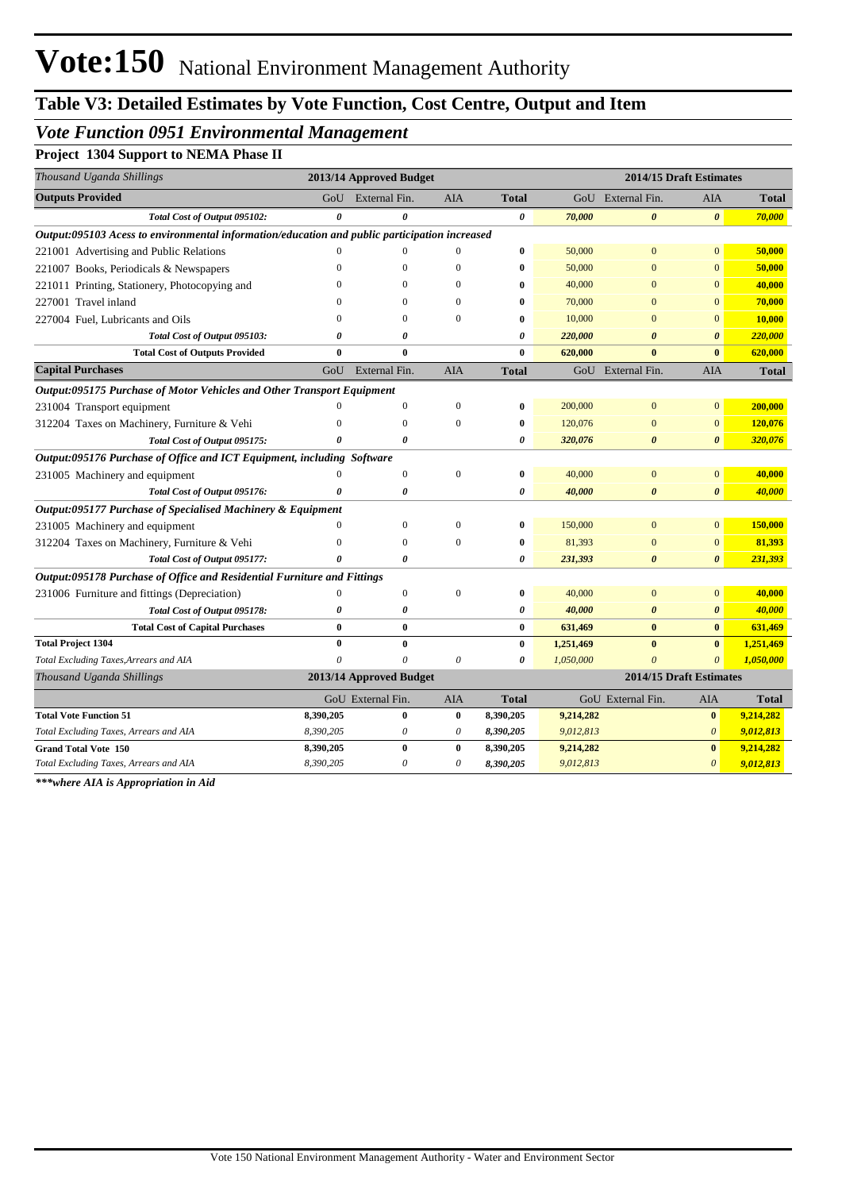# Vote:150 National Environment Management Authority

## Table V3: Detailed Estimates by Vote Function, Cost Centre, Output and Item

### *Vote Function 0951 Environmental Management*

**Project 1304 Support to NEMA Phase II**

| *Thousand Uganda Shillings* | 2013/14 Approved Budget | | | | 2014/15 Draft Estimates | | | |
|---|---|---|---|---|---|---|---|---|
| **Outputs Provided** | GoU | External Fin. | AIA | **Total** | GoU | External Fin. | AIA | **Total** |
| *Total Cost of Output 095102:* | *0* | *0* | | *0* | *70,000* | *0* | *0* | *70,000* |
| ***Output:095103 Acess to environmental information/education and public participation increased*** | | | | | | | | |
| 221001 Advertising and Public Relations | 0 | 0 | 0 | **0** | 50,000 | 0 | 0 | **50,000** |
| 221007 Books, Periodicals & Newspapers | 0 | 0 | 0 | **0** | 50,000 | 0 | 0 | **50,000** |
| 221011 Printing, Stationery, Photocopying and | 0 | 0 | 0 | **0** | 40,000 | 0 | 0 | **40,000** |
| 227001 Travel inland | 0 | 0 | 0 | **0** | 70,000 | 0 | 0 | **70,000** |
| 227004 Fuel, Lubricants and Oils | 0 | 0 | 0 | **0** | 10,000 | 0 | 0 | **10,000** |
| *Total Cost of Output 095103:* | *0* | *0* | | *0* | *220,000* | *0* | *0* | *220,000* |
| **Total Cost of Outputs Provided** | **0** | **0** | | **0** | **620,000** | **0** | **0** | **620,000** |
| **Capital Purchases** | GoU | External Fin. | AIA | **Total** | GoU | External Fin. | AIA | **Total** |
| ***Output:095175 Purchase of Motor Vehicles and Other Transport Equipment*** | | | | | | | | |
| 231004 Transport equipment | 0 | 0 | 0 | **0** | 200,000 | 0 | 0 | **200,000** |
| 312204 Taxes on Machinery, Furniture & Vehi | 0 | 0 | 0 | **0** | 120,076 | 0 | 0 | **120,076** |
| *Total Cost of Output 095175:* | *0* | *0* | | *0* | *320,076* | *0* | *0* | *320,076* |
| ***Output:095176 Purchase of Office and ICT Equipment, including Software*** | | | | | | | | |
| 231005 Machinery and equipment | 0 | 0 | 0 | **0** | 40,000 | 0 | 0 | **40,000** |
| *Total Cost of Output 095176:* | *0* | *0* | | *0* | *40,000* | *0* | *0* | *40,000* |
| ***Output:095177 Purchase of Specialised Machinery & Equipment*** | | | | | | | | |
| 231005 Machinery and equipment | 0 | 0 | 0 | **0** | 150,000 | 0 | 0 | **150,000** |
| 312204 Taxes on Machinery, Furniture & Vehi | 0 | 0 | 0 | **0** | 81,393 | 0 | 0 | **81,393** |
| *Total Cost of Output 095177:* | *0* | *0* | | *0* | *231,393* | *0* | *0* | *231,393* |
| ***Output:095178 Purchase of Office and Residential Furniture and Fittings*** | | | | | | | | |
| 231006 Furniture and fittings (Depreciation) | 0 | 0 | 0 | **0** | 40,000 | 0 | 0 | **40,000** |
| *Total Cost of Output 095178:* | *0* | *0* | | *0* | *40,000* | *0* | *0* | *40,000* |
| **Total Cost of Capital Purchases** | **0** | **0** | | **0** | **631,469** | **0** | **0** | **631,469** |
| **Total Project 1304** | **0** | **0** | | **0** | **1,251,469** | **0** | **0** | **1,251,469** |
| *Total Excluding Taxes,Arrears and AIA* | *0* | *0* | *0* | *0* | *1,050,000* | *0* | *0* | *1,050,000* |

| *Thousand Uganda Shillings* | 2013/14 Approved Budget | | | | 2014/15 Draft Estimates | | | |
|---|---|---|---|---|---|---|---|---|
| | GoU | External Fin. | AIA | **Total** | GoU | External Fin. | AIA | **Total** |
| **Total Vote Function 51** | **8,390,205** | **0** | **0** | **8,390,205** | **9,214,282** | | **0** | **9,214,282** |
| *Total Excluding Taxes, Arrears and AIA* | *8,390,205* | *0* | *0* | *8,390,205* | *9,012,813* | | *0* | *9,012,813* |
| **Grand Total Vote 150** | **8,390,205** | **0** | **0** | **8,390,205** | **9,214,282** | | **0** | **9,214,282** |
| *Total Excluding Taxes, Arrears and AIA* | *8,390,205* | *0* | *0* | *8,390,205* | *9,012,813* | | *0* | *9,012,813* |

***\*\*\*where AIA is Appropriation in Aid***